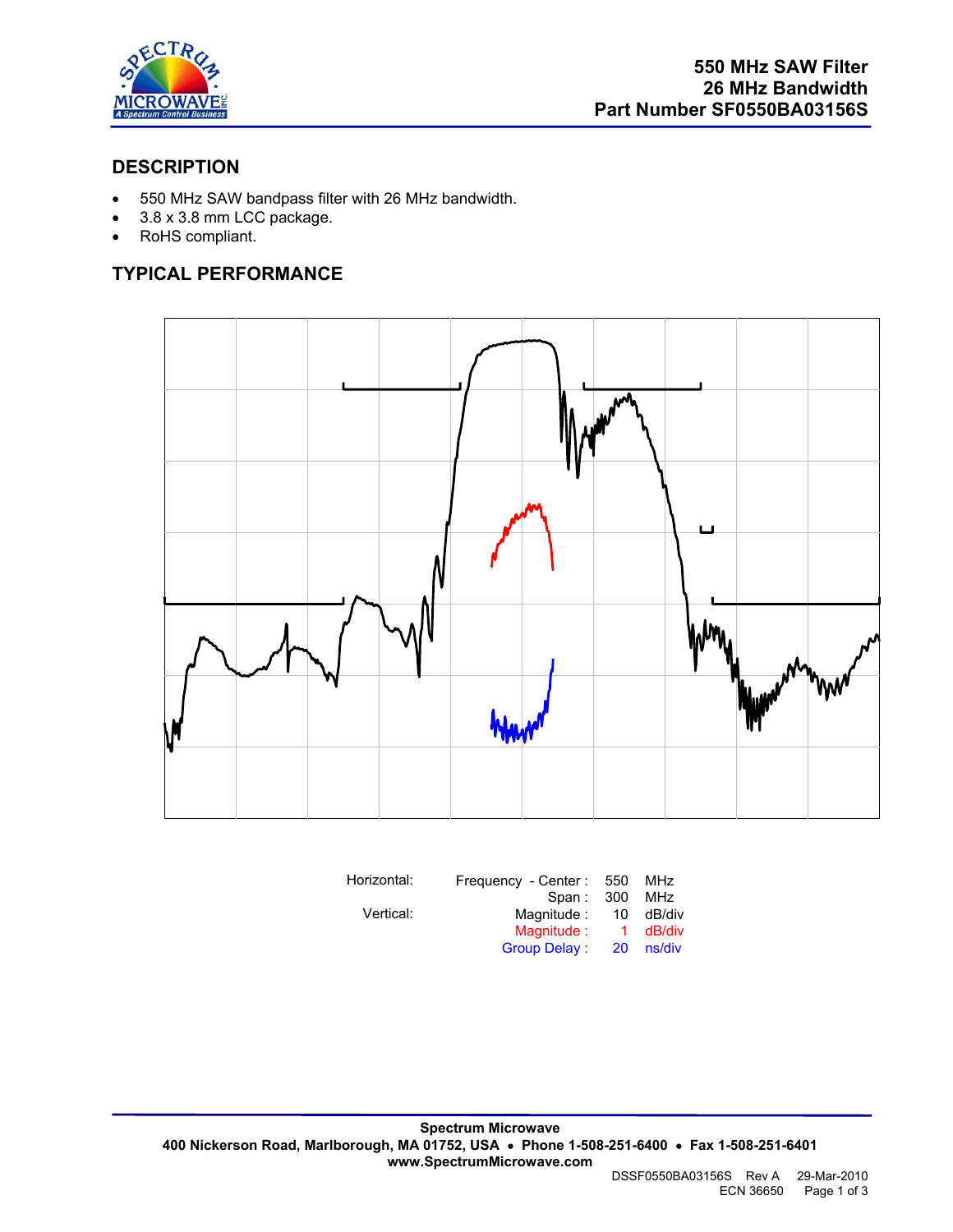## 550 MHz SAW Filter
## 26 MHz Bandwidth
## Part Number SF0550BA03156S

## DESCRIPTION

- 550 MHz SAW bandpass filter with 26 MHz bandwidth.
- 3.8 x 3.8 mm LCC package.
- RoHS compliant.

## TYPICAL PERFORMANCE

| Horizontal: | Frequency - Center : | 550 | MHz |
|---|---|---|---|
| | Span : | 300 | MHz |
| Vertical: | Magnitude : | 10 | dB/div |
| | Magnitude : | 1 | dB/div |
| | Group Delay : | 20 | ns/div |

**Spectrum Microwave**
**400 Nickerson Road, Marlborough, MA 01752, USA • Phone 1-508-251-6400 • Fax 1-508-251-6401**
**www.SpectrumMicrowave.com**

DSSF0550BA03156S Rev A 29-Mar-2010
ECN 36650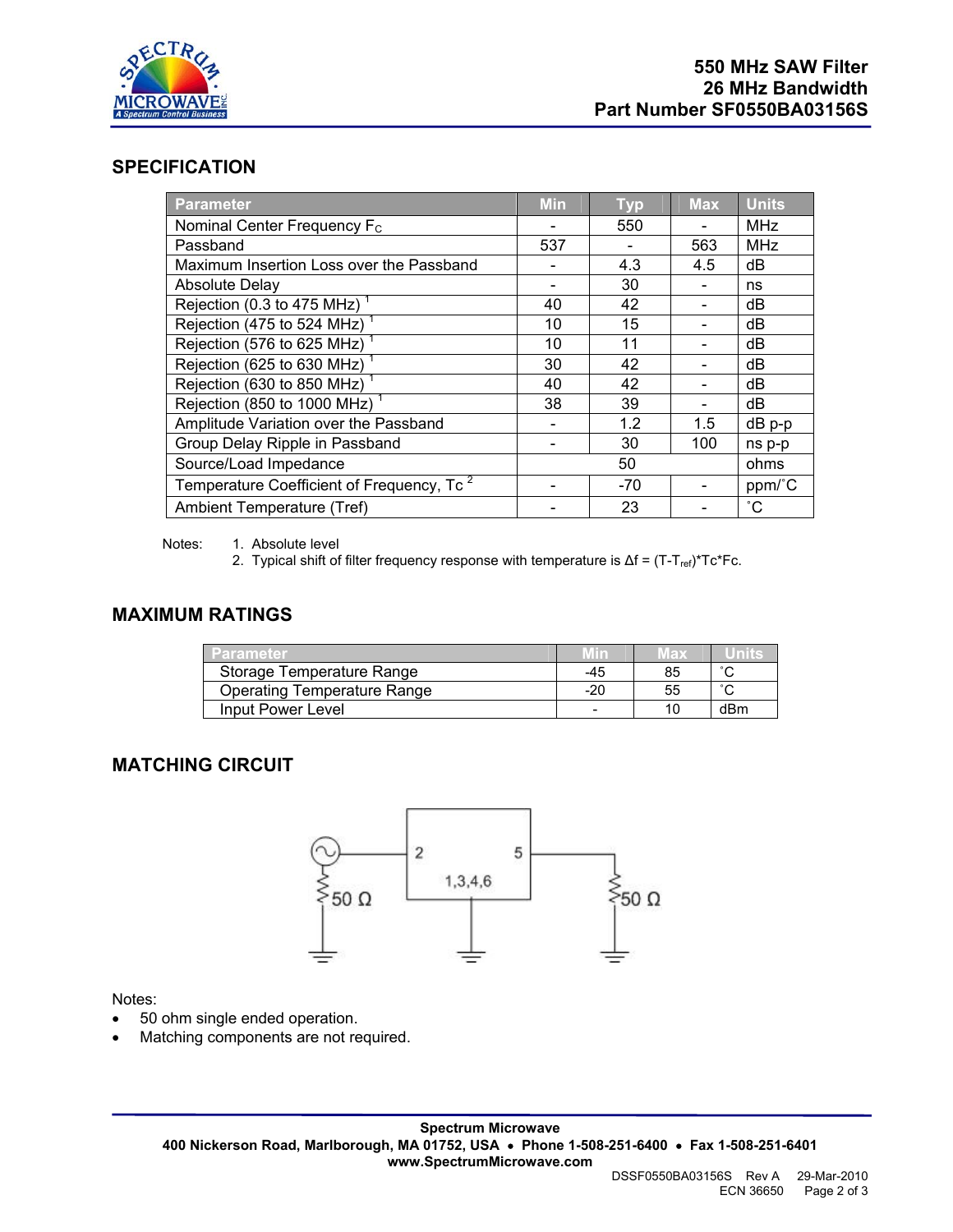# 550 MHz SAW Filter
# 26 MHz Bandwidth
# Part Number SF0550BA03156S

## SPECIFICATION

| Parameter | Min | Typ | Max | Units |
|---|---|---|---|---|
| Nominal Center Frequency $F_C$ | - | 550 | - | MHz |
| Passband | 537 | - | 563 | MHz |
| Maximum Insertion Loss over the Passband | - | 4.3 | 4.5 | dB |
| Absolute Delay | - | 30 | - | ns |
| Rejection (0.3 to 475 MHz) [1] | 40 | 42 | - | dB |
| Rejection (475 to 524 MHz) [1] | 10 | 15 | - | dB |
| Rejection (576 to 625 MHz) [1] | 10 | 11 | - | dB |
| Rejection (625 to 630 MHz) [1] | 30 | 42 | - | dB |
| Rejection (630 to 850 MHz) [1] | 40 | 42 | - | dB |
| Rejection (850 to 1000 MHz) [1] | 38 | 39 | - | dB |
| Amplitude Variation over the Passband | - | 1.2 | 1.5 | dB p-p |
| Group Delay Ripple in Passband | - | 30 | 100 | ns p-p |
| Source/Load Impedance | | 50 | | ohms |
| Temperature Coefficient of Frequency, Tc [2] | - | -70 | - | ppm/˚C |
| Ambient Temperature (Tref) | - | 23 | - | ˚C |

Notes:
1. Absolute level
2. Typical shift of filter frequency response with temperature is $\Delta f = (T-T_{ref})*Tc*Fc$.

## MAXIMUM RATINGS

| Parameter | Min | Max | Units |
|---|---|---|---|
| Storage Temperature Range | -45 | 85 | ˚C |
| Operating Temperature Range | -20 | 55 | ˚C |
| Input Power Level | - | 10 | dBm |

## MATCHING CIRCUIT

50 Ω — 2 — [1,3,4,6] — 5 — 50 Ω

Notes:
- 50 ohm single ended operation.
- Matching components are not required.

**Spectrum Microwave**
**400 Nickerson Road, Marlborough, MA 01752, USA • Phone 1-508-251-6400 • Fax 1-508-251-6401**
**www.SpectrumMicrowave.com**

DSSF0550BA03156S Rev A 29-Mar-2010
ECN 36650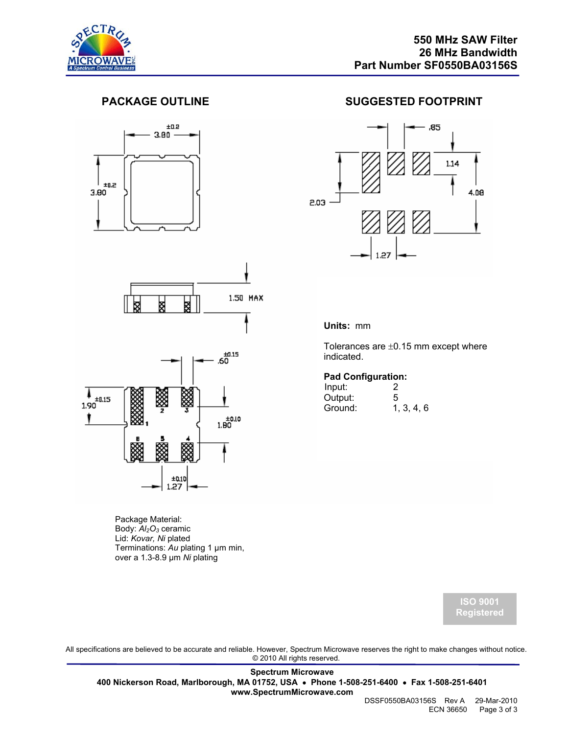**550 MHz SAW Filter**
**26 MHz Bandwidth**
**Part Number SF0550BA03156S**

## PACKAGE OUTLINE

±0.2
3.80

±0.2
3.80

1.50 MAX

±0.15
.60

±0.15
1.90

±0.10
1.80

±0.10
1.27

1 2 3
6 5 4

## SUGGESTED FOOTPRINT

.85

1.14

4.08

2.03

1.27

**Units:** mm

Tolerances are ±0.15 mm except where indicated.

**Pad Configuration:**

| | |
|---|---|
| Input: | 2 |
| Output: | 5 |
| Ground: | 1, 3, 4, 6 |

Package Material:
Body: *$Al_2O_3$* ceramic
Lid: *Kovar, Ni* plated
Terminations: *Au* plating 1 μm min,
over a 1.3-8.9 μm *Ni* plating

ISO 9001
Registered

All specifications are believed to be accurate and reliable. However, Spectrum Microwave reserves the right to make changes without notice.
© 2010 All rights reserved.

**Spectrum Microwave**
**400 Nickerson Road, Marlborough, MA 01752, USA • Phone 1-508-251-6400 • Fax 1-508-251-6401**
**www.SpectrumMicrowave.com**

DSSF0550BA03156S Rev A 29-Mar-2010
ECN 36650